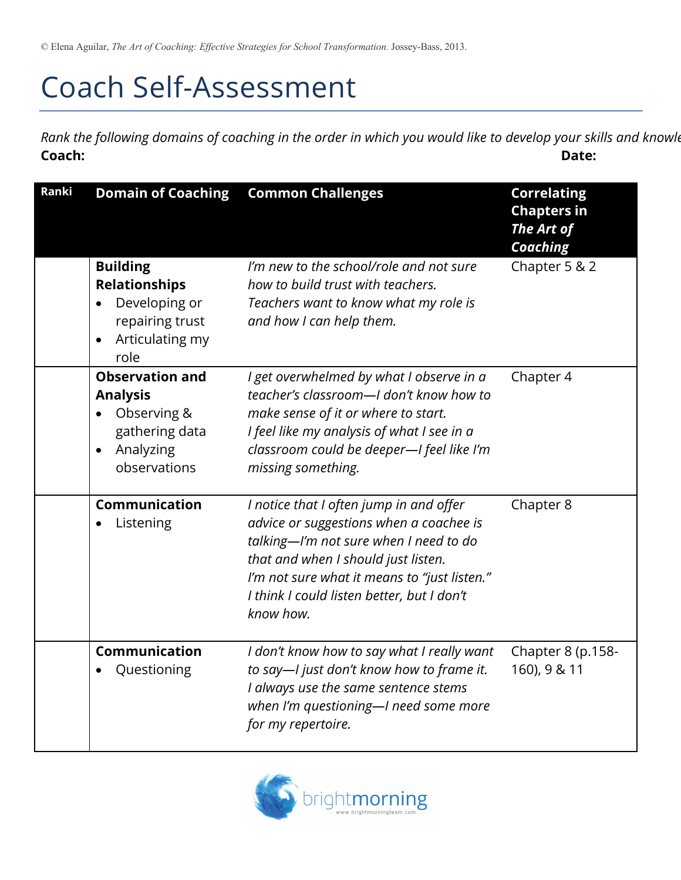© Elena Aguilar, *The Art of Coaching: Effective Strategies for School Transformation.* Jossey-Bass, 2013.

# Coach Self-Assessment

*Rank the following domains of coaching in the order in which you would like to develop your skills and knowle*

**Coach:** **Date:**

| Ranki | Domain of Coaching | Common Challenges | Correlating Chapters in *The Art of Coaching* |
|---|---|---|---|
| | **Building Relationships**<br>• Developing or repairing trust<br>• Articulating my role | *I'm new to the school/role and not sure how to build trust with teachers.*<br>*Teachers want to know what my role is and how I can help them.* | Chapter 5 & 2 |
| | **Observation and Analysis**<br>• Observing & gathering data<br>• Analyzing observations | *I get overwhelmed by what I observe in a teacher's classroom—I don't know how to make sense of it or where to start.*<br>*I feel like my analysis of what I see in a classroom could be deeper—I feel like I'm missing something.* | Chapter 4 |
| | **Communication**<br>• Listening | *I notice that I often jump in and offer advice or suggestions when a coachee is talking—I'm not sure when I need to do that and when I should just listen.*<br>*I'm not sure what it means to "just listen."*<br>*I think I could listen better, but I don't know how.* | Chapter 8 |
| | **Communication**<br>• Questioning | *I don't know how to say what I really want to say—I just don't know how to frame it.*<br>*I always use the same sentence stems when I'm questioning—I need some more for my repertoire.* | Chapter 8 (p.158-160), 9 & 11 |

brightmorning
www.brightmorningteam.com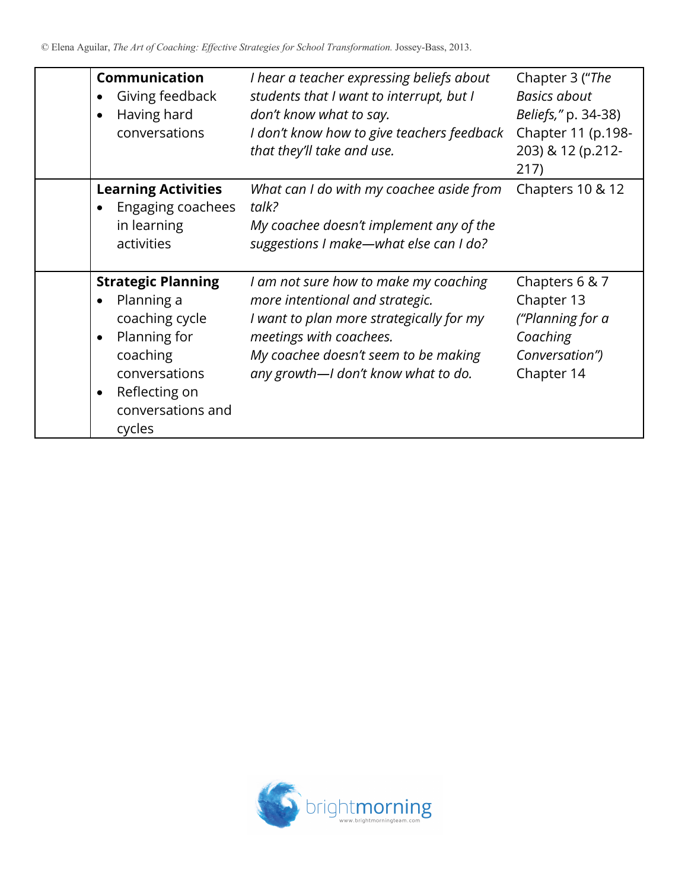| | | | |
|---|---|---|---|
| | **Communication**<br>• Giving feedback<br>• Having hard conversations | *I hear a teacher expressing beliefs about students that I want to interrupt, but I don't know what to say.*<br>*I don't know how to give teachers feedback that they'll take and use.* | Chapter 3 ("*The Basics about Beliefs,*" p. 34-38)<br>Chapter 11 (p.198-203) & 12 (p.212-217) |
| | **Learning Activities**<br>• Engaging coachees in learning activities | *What can I do with my coachee aside from talk?*<br>*My coachee doesn't implement any of the suggestions I make—what else can I do?* | Chapters 10 & 12 |
| | **Strategic Planning**<br>• Planning a coaching cycle<br>• Planning for coaching conversations<br>• Reflecting on conversations and cycles | *I am not sure how to make my coaching more intentional and strategic.*<br>*I want to plan more strategically for my meetings with coachees.*<br>*My coachee doesn't seem to be making any growth—I don't know what to do.* | Chapters 6 & 7<br>Chapter 13 *("Planning for a Coaching Conversation")*<br>Chapter 14 |